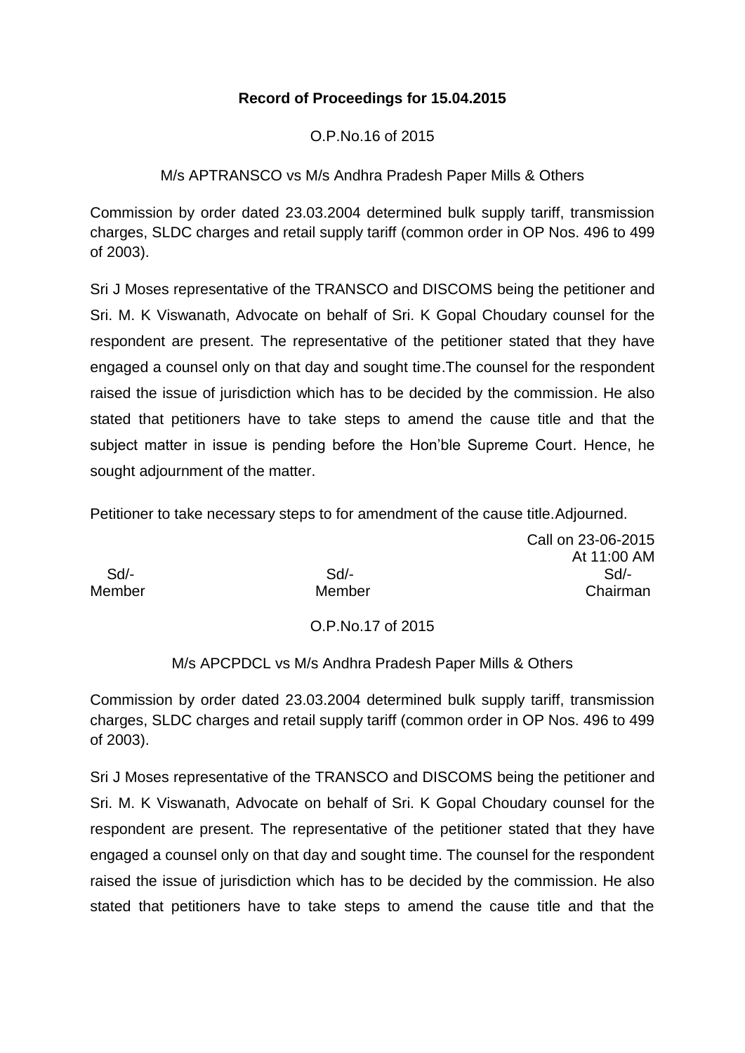**Record of Proceedings for 15.04.2015**

O.P.No.16 of 2015

M/s APTRANSCO vs M/s Andhra Pradesh Paper Mills & Others

Commission by order dated 23.03.2004 determined bulk supply tariff, transmission charges, SLDC charges and retail supply tariff (common order in OP Nos. 496 to 499 of 2003).

Sri J Moses representative of the TRANSCO and DISCOMS being the petitioner and Sri. M. K Viswanath, Advocate on behalf of Sri. K Gopal Choudary counsel for the respondent are present. The representative of the petitioner stated that they have engaged a counsel only on that day and sought time.The counsel for the respondent raised the issue of jurisdiction which has to be decided by the commission. He also stated that petitioners have to take steps to amend the cause title and that the subject matter in issue is pending before the Hon'ble Supreme Court. Hence, he sought adjournment of the matter.

Petitioner to take necessary steps to for amendment of the cause title.Adjourned.

Call on 23-06-2015
At 11:00 AM

| Sd/- | Sd/- | Sd/- |
|---|---|---|
| Member | Member | Chairman |

O.P.No.17 of 2015

M/s APCPDCL vs M/s Andhra Pradesh Paper Mills & Others

Commission by order dated 23.03.2004 determined bulk supply tariff, transmission charges, SLDC charges and retail supply tariff (common order in OP Nos. 496 to 499 of 2003).

Sri J Moses representative of the TRANSCO and DISCOMS being the petitioner and Sri. M. K Viswanath, Advocate on behalf of Sri. K Gopal Choudary counsel for the respondent are present. The representative of the petitioner stated that they have engaged a counsel only on that day and sought time. The counsel for the respondent raised the issue of jurisdiction which has to be decided by the commission. He also stated that petitioners have to take steps to amend the cause title and that the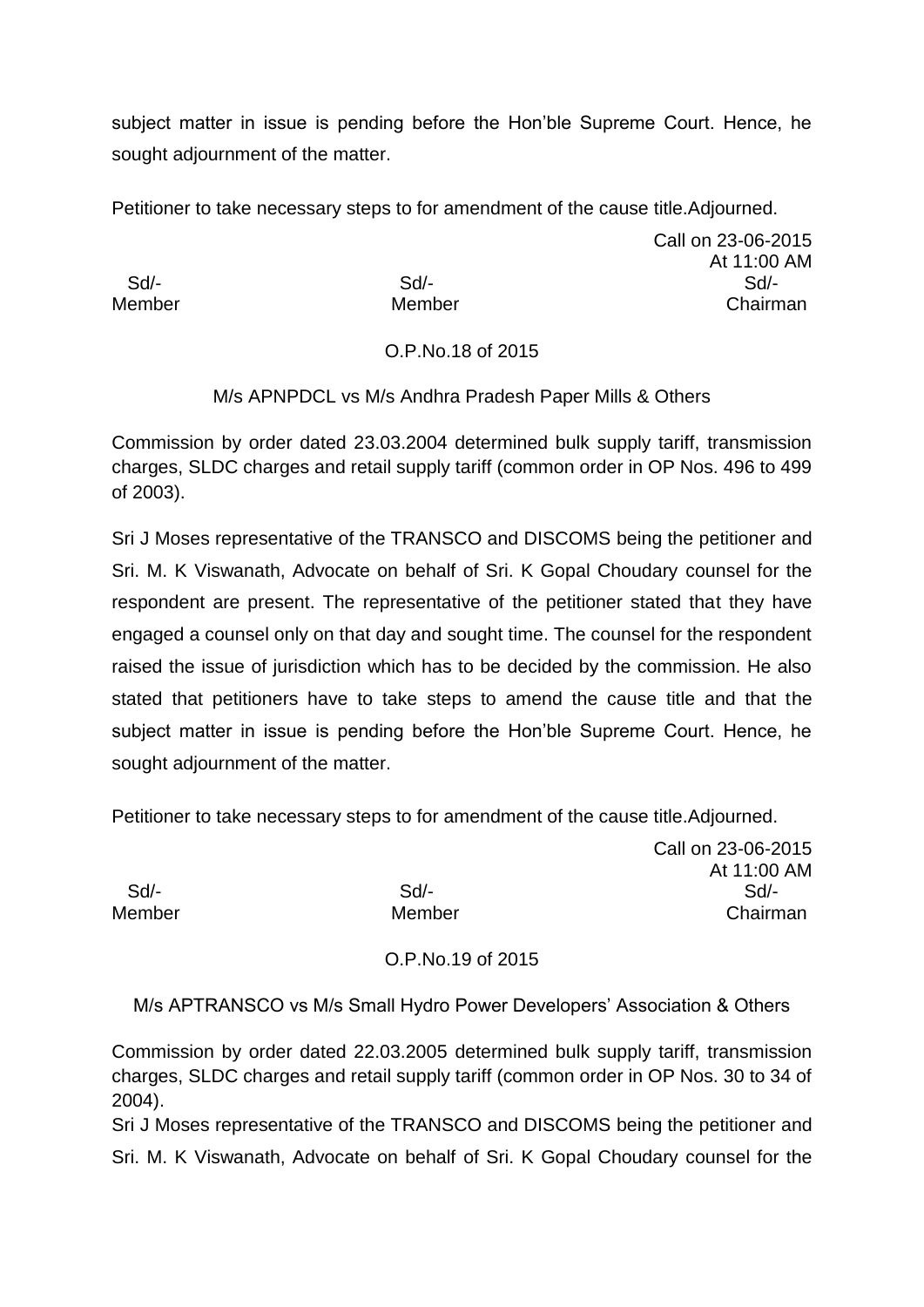subject matter in issue is pending before the Hon'ble Supreme Court. Hence, he sought adjournment of the matter.

Petitioner to take necessary steps to for amendment of the cause title.Adjourned.

Call on 23-06-2015
At 11:00 AM

| Sd/- | Sd/- | Sd/- |
|---|---|---|
| Member | Member | Chairman |

O.P.No.18 of 2015

M/s APNPDCL vs M/s Andhra Pradesh Paper Mills & Others

Commission by order dated 23.03.2004 determined bulk supply tariff, transmission charges, SLDC charges and retail supply tariff (common order in OP Nos. 496 to 499 of 2003).

Sri J Moses representative of the TRANSCO and DISCOMS being the petitioner and Sri. M. K Viswanath, Advocate on behalf of Sri. K Gopal Choudary counsel for the respondent are present. The representative of the petitioner stated that they have engaged a counsel only on that day and sought time. The counsel for the respondent raised the issue of jurisdiction which has to be decided by the commission. He also stated that petitioners have to take steps to amend the cause title and that the subject matter in issue is pending before the Hon'ble Supreme Court. Hence, he sought adjournment of the matter.

Petitioner to take necessary steps to for amendment of the cause title.Adjourned.

Call on 23-06-2015
At 11:00 AM

| Sd/- | Sd/- | Sd/- |
|---|---|---|
| Member | Member | Chairman |

O.P.No.19 of 2015

M/s APTRANSCO vs M/s Small Hydro Power Developers' Association & Others

Commission by order dated 22.03.2005 determined bulk supply tariff, transmission charges, SLDC charges and retail supply tariff (common order in OP Nos. 30 to 34 of 2004).

Sri J Moses representative of the TRANSCO and DISCOMS being the petitioner and Sri. M. K Viswanath, Advocate on behalf of Sri. K Gopal Choudary counsel for the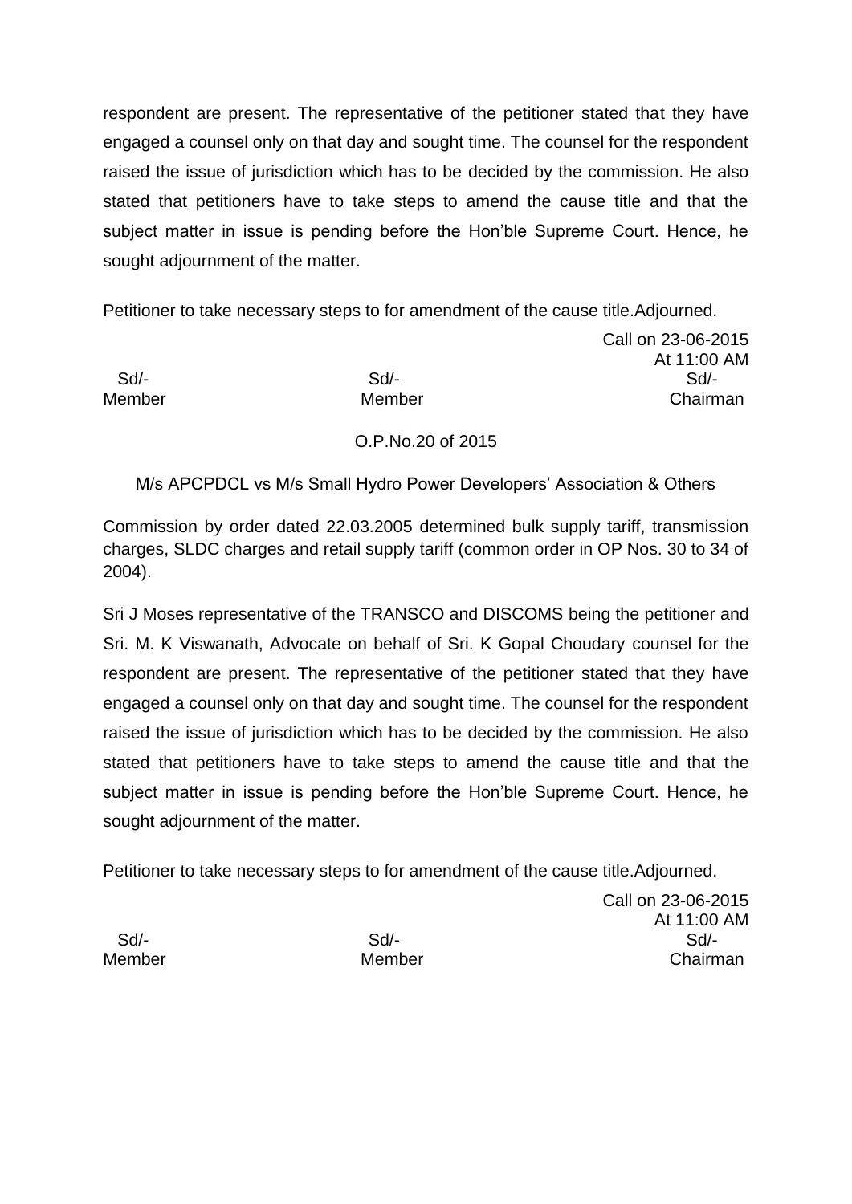respondent are present. The representative of the petitioner stated that they have engaged a counsel only on that day and sought time. The counsel for the respondent raised the issue of jurisdiction which has to be decided by the commission. He also stated that petitioners have to take steps to amend the cause title and that the subject matter in issue is pending before the Hon'ble Supreme Court. Hence, he sought adjournment of the matter.

Petitioner to take necessary steps to for amendment of the cause title.Adjourned.

Call on 23-06-2015
At 11:00 AM

| Sd/- | Sd/- | Sd/- |
|---|---|---|
| Member | Member | Chairman |

O.P.No.20 of 2015

M/s APCPDCL vs M/s Small Hydro Power Developers' Association & Others

Commission by order dated 22.03.2005 determined bulk supply tariff, transmission charges, SLDC charges and retail supply tariff (common order in OP Nos. 30 to 34 of 2004).

Sri J Moses representative of the TRANSCO and DISCOMS being the petitioner and Sri. M. K Viswanath, Advocate on behalf of Sri. K Gopal Choudary counsel for the respondent are present. The representative of the petitioner stated that they have engaged a counsel only on that day and sought time. The counsel for the respondent raised the issue of jurisdiction which has to be decided by the commission. He also stated that petitioners have to take steps to amend the cause title and that the subject matter in issue is pending before the Hon'ble Supreme Court. Hence, he sought adjournment of the matter.

Petitioner to take necessary steps to for amendment of the cause title.Adjourned.

Call on 23-06-2015
At 11:00 AM

| Sd/- | Sd/- | Sd/- |
|---|---|---|
| Member | Member | Chairman |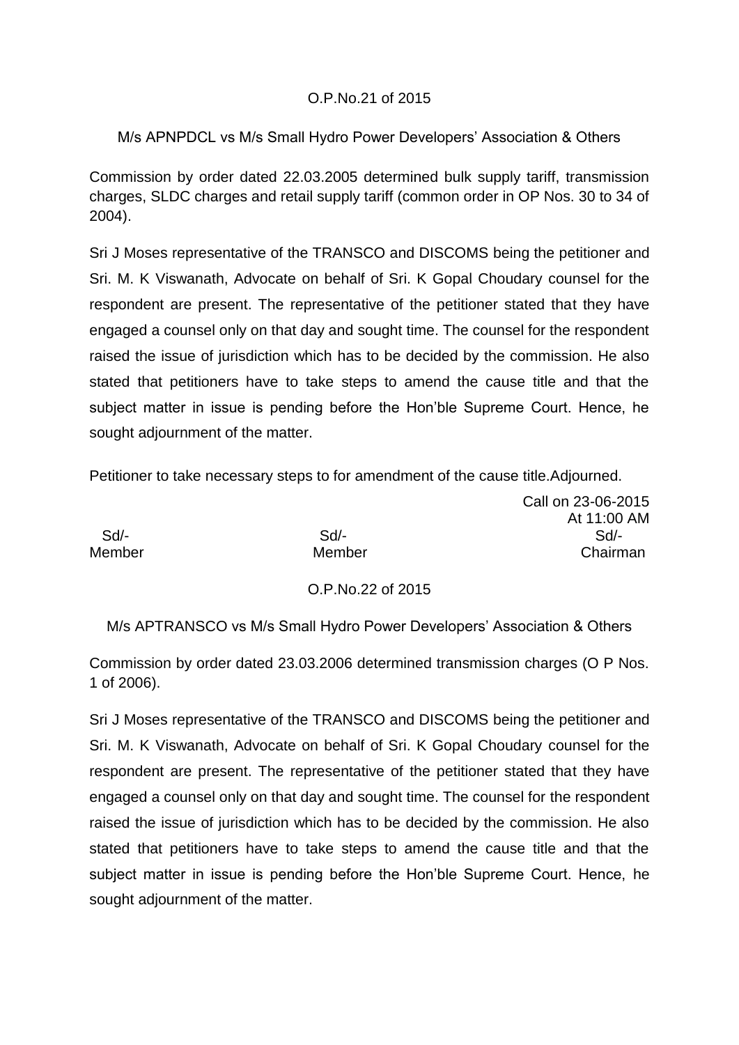O.P.No.21 of 2015

M/s APNPDCL vs M/s Small Hydro Power Developers' Association & Others

Commission by order dated 22.03.2005 determined bulk supply tariff, transmission charges, SLDC charges and retail supply tariff (common order in OP Nos. 30 to 34 of 2004).

Sri J Moses representative of the TRANSCO and DISCOMS being the petitioner and Sri. M. K Viswanath, Advocate on behalf of Sri. K Gopal Choudary counsel for the respondent are present. The representative of the petitioner stated that they have engaged a counsel only on that day and sought time. The counsel for the respondent raised the issue of jurisdiction which has to be decided by the commission. He also stated that petitioners have to take steps to amend the cause title and that the subject matter in issue is pending before the Hon'ble Supreme Court. Hence, he sought adjournment of the matter.

Petitioner to take necessary steps to for amendment of the cause title.Adjourned.

Call on 23-06-2015
At 11:00 AM

| Sd/- | Sd/- | Sd/- |
|---|---|---|
| Member | Member | Chairman |

O.P.No.22 of 2015

M/s APTRANSCO vs M/s Small Hydro Power Developers' Association & Others

Commission by order dated 23.03.2006 determined transmission charges (O P Nos. 1 of 2006).

Sri J Moses representative of the TRANSCO and DISCOMS being the petitioner and Sri. M. K Viswanath, Advocate on behalf of Sri. K Gopal Choudary counsel for the respondent are present. The representative of the petitioner stated that they have engaged a counsel only on that day and sought time. The counsel for the respondent raised the issue of jurisdiction which has to be decided by the commission. He also stated that petitioners have to take steps to amend the cause title and that the subject matter in issue is pending before the Hon'ble Supreme Court. Hence, he sought adjournment of the matter.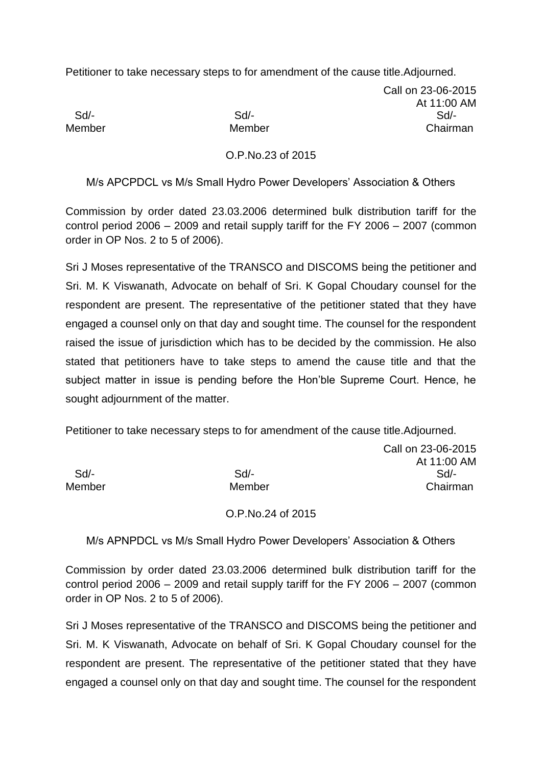Petitioner to take necessary steps to for amendment of the cause title.Adjourned.

Call on 23-06-2015
At 11:00 AM

| Sd/- | Sd/- | Sd/- |
|---|---|---|
| Member | Member | Chairman |

O.P.No.23 of 2015

M/s APCPDCL vs M/s Small Hydro Power Developers' Association & Others

Commission by order dated 23.03.2006 determined bulk distribution tariff for the control period 2006 – 2009 and retail supply tariff for the FY 2006 – 2007 (common order in OP Nos. 2 to 5 of 2006).

Sri J Moses representative of the TRANSCO and DISCOMS being the petitioner and Sri. M. K Viswanath, Advocate on behalf of Sri. K Gopal Choudary counsel for the respondent are present. The representative of the petitioner stated that they have engaged a counsel only on that day and sought time. The counsel for the respondent raised the issue of jurisdiction which has to be decided by the commission. He also stated that petitioners have to take steps to amend the cause title and that the subject matter in issue is pending before the Hon'ble Supreme Court. Hence, he sought adjournment of the matter.

Petitioner to take necessary steps to for amendment of the cause title.Adjourned.

Call on 23-06-2015
At 11:00 AM

| Sd/- | Sd/- | Sd/- |
|---|---|---|
| Member | Member | Chairman |

O.P.No.24 of 2015

M/s APNPDCL vs M/s Small Hydro Power Developers' Association & Others

Commission by order dated 23.03.2006 determined bulk distribution tariff for the control period 2006 – 2009 and retail supply tariff for the FY 2006 – 2007 (common order in OP Nos. 2 to 5 of 2006).

Sri J Moses representative of the TRANSCO and DISCOMS being the petitioner and Sri. M. K Viswanath, Advocate on behalf of Sri. K Gopal Choudary counsel for the respondent are present. The representative of the petitioner stated that they have engaged a counsel only on that day and sought time. The counsel for the respondent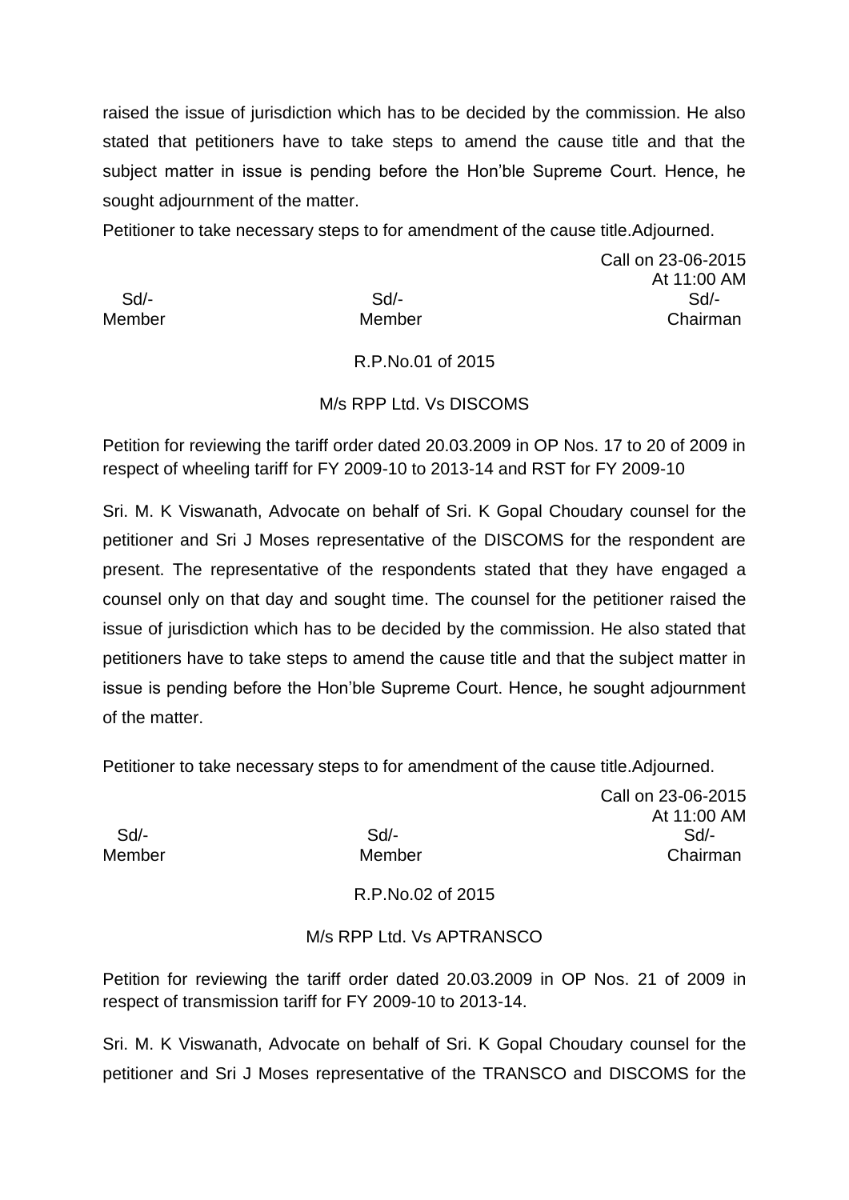raised the issue of jurisdiction which has to be decided by the commission. He also stated that petitioners have to take steps to amend the cause title and that the subject matter in issue is pending before the Hon'ble Supreme Court. Hence, he sought adjournment of the matter.

Petitioner to take necessary steps to for amendment of the cause title.Adjourned.

Call on 23-06-2015
At 11:00 AM

| Sd/- | Sd/- | Sd/- |
|---|---|---|
| Member | Member | Chairman |

R.P.No.01 of 2015

M/s RPP Ltd. Vs DISCOMS

Petition for reviewing the tariff order dated 20.03.2009 in OP Nos. 17 to 20 of 2009 in respect of wheeling tariff for FY 2009-10 to 2013-14 and RST for FY 2009-10

Sri. M. K Viswanath, Advocate on behalf of Sri. K Gopal Choudary counsel for the petitioner and Sri J Moses representative of the DISCOMS for the respondent are present. The representative of the respondents stated that they have engaged a counsel only on that day and sought time. The counsel for the petitioner raised the issue of jurisdiction which has to be decided by the commission. He also stated that petitioners have to take steps to amend the cause title and that the subject matter in issue is pending before the Hon'ble Supreme Court. Hence, he sought adjournment of the matter.

Petitioner to take necessary steps to for amendment of the cause title.Adjourned.

Call on 23-06-2015
At 11:00 AM

| Sd/- | Sd/- | Sd/- |
|---|---|---|
| Member | Member | Chairman |

R.P.No.02 of 2015

M/s RPP Ltd. Vs APTRANSCO

Petition for reviewing the tariff order dated 20.03.2009 in OP Nos. 21 of 2009 in respect of transmission tariff for FY 2009-10 to 2013-14.

Sri. M. K Viswanath, Advocate on behalf of Sri. K Gopal Choudary counsel for the petitioner and Sri J Moses representative of the TRANSCO and DISCOMS for the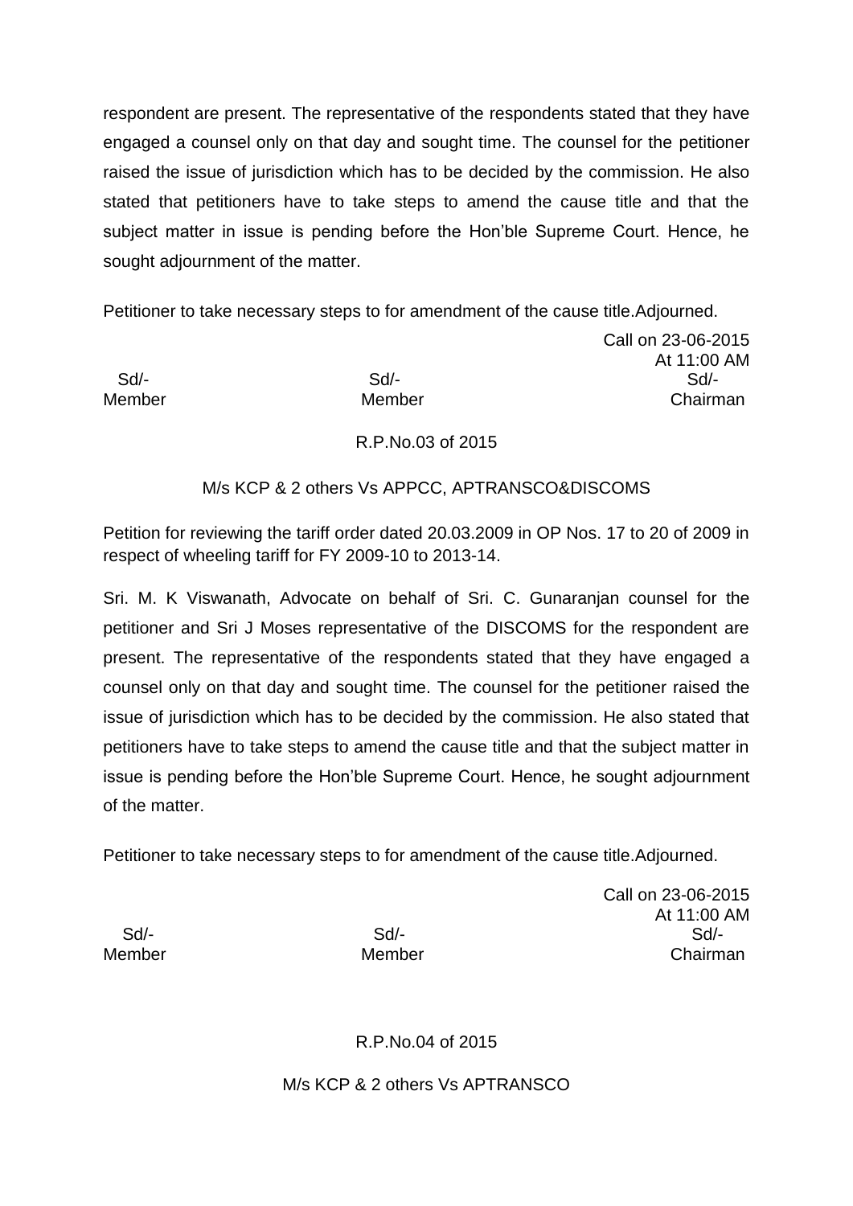respondent are present. The representative of the respondents stated that they have engaged a counsel only on that day and sought time. The counsel for the petitioner raised the issue of jurisdiction which has to be decided by the commission. He also stated that petitioners have to take steps to amend the cause title and that the subject matter in issue is pending before the Hon'ble Supreme Court. Hence, he sought adjournment of the matter.

Petitioner to take necessary steps to for amendment of the cause title.Adjourned.

Call on 23-06-2015
At 11:00 AM

| Sd/- | Sd/- | Sd/- |
|---|---|---|
| Member | Member | Chairman |

R.P.No.03 of 2015

M/s KCP & 2 others Vs APPCC, APTRANSCO&DISCOMS

Petition for reviewing the tariff order dated 20.03.2009 in OP Nos. 17 to 20 of 2009 in respect of wheeling tariff for FY 2009-10 to 2013-14.

Sri. M. K Viswanath, Advocate on behalf of Sri. C. Gunaranjan counsel for the petitioner and Sri J Moses representative of the DISCOMS for the respondent are present. The representative of the respondents stated that they have engaged a counsel only on that day and sought time. The counsel for the petitioner raised the issue of jurisdiction which has to be decided by the commission. He also stated that petitioners have to take steps to amend the cause title and that the subject matter in issue is pending before the Hon'ble Supreme Court. Hence, he sought adjournment of the matter.

Petitioner to take necessary steps to for amendment of the cause title.Adjourned.

Call on 23-06-2015
At 11:00 AM

| Sd/- | Sd/- | Sd/- |
|---|---|---|
| Member | Member | Chairman |

R.P.No.04 of 2015

M/s KCP & 2 others Vs APTRANSCO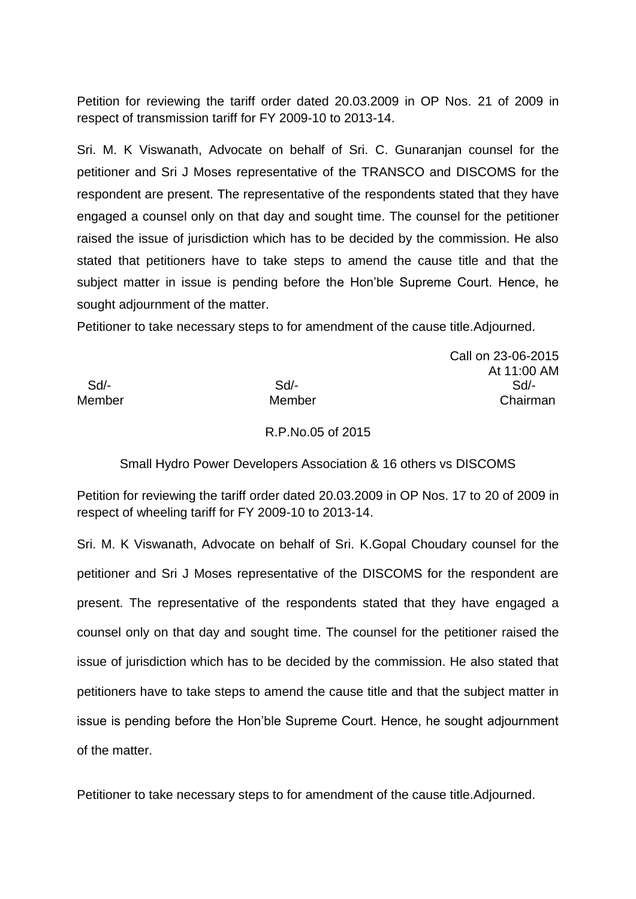Petition for reviewing the tariff order dated 20.03.2009 in OP Nos. 21 of 2009 in respect of transmission tariff for FY 2009-10 to 2013-14.

Sri. M. K Viswanath, Advocate on behalf of Sri. C. Gunaranjan counsel for the petitioner and Sri J Moses representative of the TRANSCO and DISCOMS for the respondent are present. The representative of the respondents stated that they have engaged a counsel only on that day and sought time. The counsel for the petitioner raised the issue of jurisdiction which has to be decided by the commission. He also stated that petitioners have to take steps to amend the cause title and that the subject matter in issue is pending before the Hon'ble Supreme Court. Hence, he sought adjournment of the matter.

Petitioner to take necessary steps to for amendment of the cause title.Adjourned.

Call on 23-06-2015
At 11:00 AM

| Sd/- | Sd/- | Sd/- |
|---|---|---|
| Member | Member | Chairman |

R.P.No.05 of 2015

Small Hydro Power Developers Association & 16 others vs DISCOMS

Petition for reviewing the tariff order dated 20.03.2009 in OP Nos. 17 to 20 of 2009 in respect of wheeling tariff for FY 2009-10 to 2013-14.

Sri. M. K Viswanath, Advocate on behalf of Sri. K.Gopal Choudary counsel for the petitioner and Sri J Moses representative of the DISCOMS for the respondent are present. The representative of the respondents stated that they have engaged a counsel only on that day and sought time. The counsel for the petitioner raised the issue of jurisdiction which has to be decided by the commission. He also stated that petitioners have to take steps to amend the cause title and that the subject matter in issue is pending before the Hon'ble Supreme Court. Hence, he sought adjournment of the matter.

Petitioner to take necessary steps to for amendment of the cause title.Adjourned.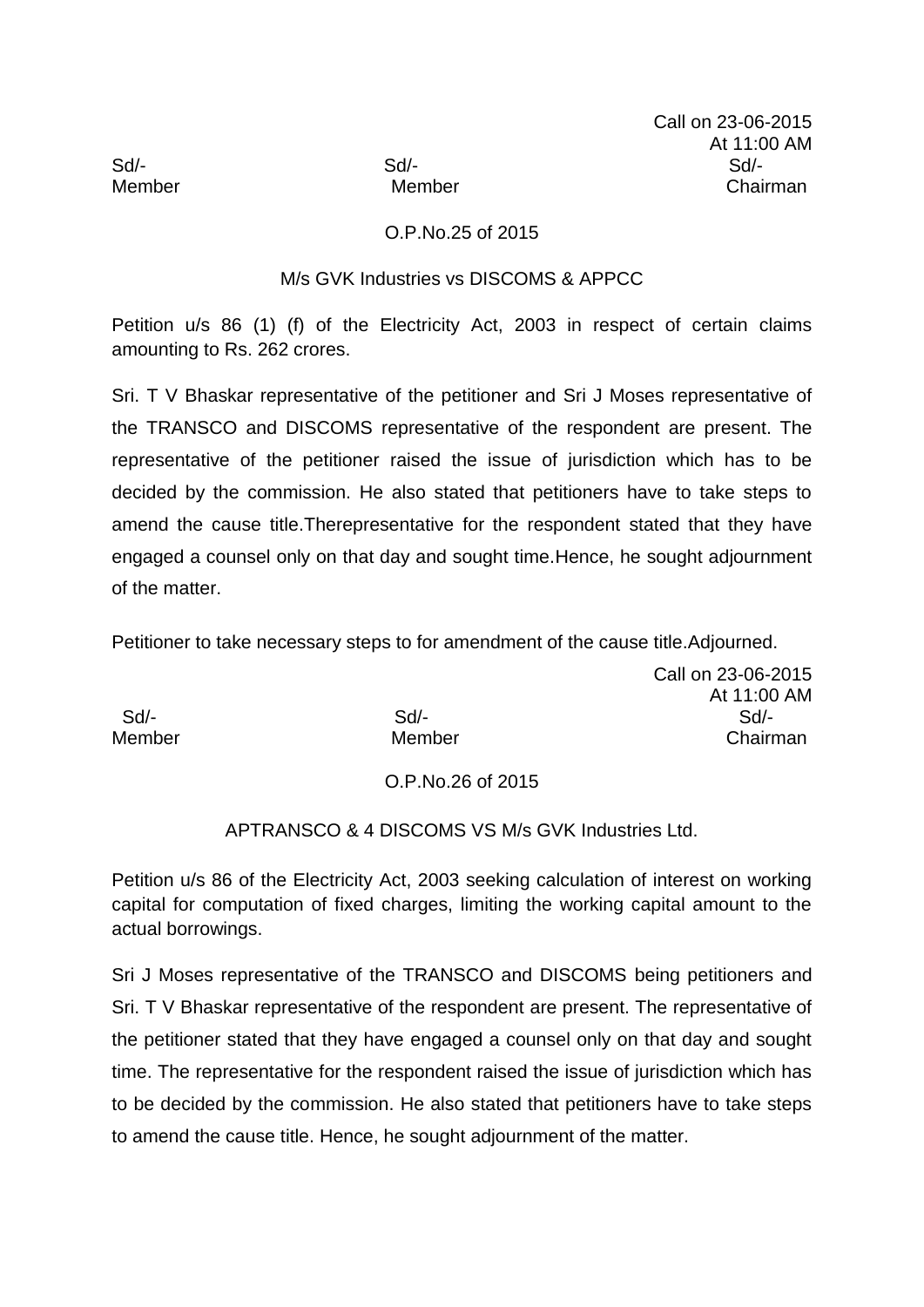Call on 23-06-2015
At 11:00 AM

| Sd/- | Sd/- | Sd/- |
|---|---|---|
| Member | Member | Chairman |

O.P.No.25 of 2015

M/s GVK Industries vs DISCOMS & APPCC

Petition u/s 86 (1) (f) of the Electricity Act, 2003 in respect of certain claims amounting to Rs. 262 crores.

Sri. T V Bhaskar representative of the petitioner and Sri J Moses representative of the TRANSCO and DISCOMS representative of the respondent are present. The representative of the petitioner raised the issue of jurisdiction which has to be decided by the commission. He also stated that petitioners have to take steps to amend the cause title.Therepresentative for the respondent stated that they have engaged a counsel only on that day and sought time.Hence, he sought adjournment of the matter.

Petitioner to take necessary steps to for amendment of the cause title.Adjourned.

Call on 23-06-2015
At 11:00 AM

| Sd/- | Sd/- | Sd/- |
|---|---|---|
| Member | Member | Chairman |

O.P.No.26 of 2015

APTRANSCO & 4 DISCOMS VS M/s GVK Industries Ltd.

Petition u/s 86 of the Electricity Act, 2003 seeking calculation of interest on working capital for computation of fixed charges, limiting the working capital amount to the actual borrowings.

Sri J Moses representative of the TRANSCO and DISCOMS being petitioners and Sri. T V Bhaskar representative of the respondent are present. The representative of the petitioner stated that they have engaged a counsel only on that day and sought time. The representative for the respondent raised the issue of jurisdiction which has to be decided by the commission. He also stated that petitioners have to take steps to amend the cause title. Hence, he sought adjournment of the matter.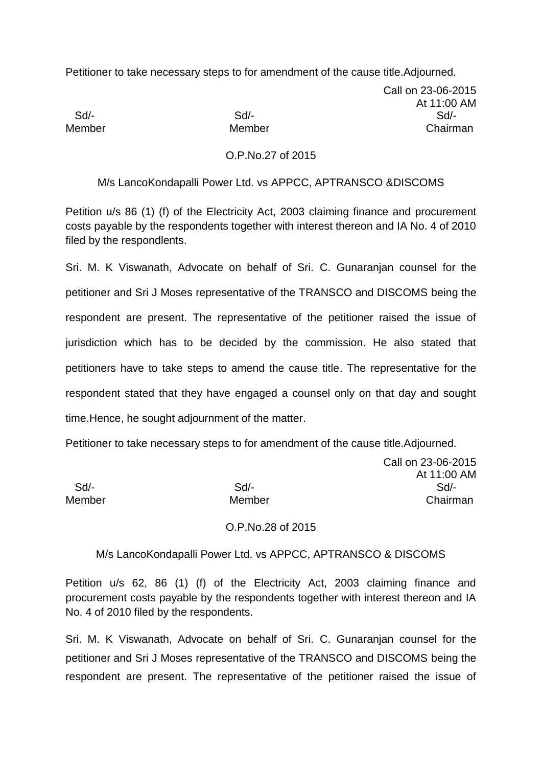Petitioner to take necessary steps to for amendment of the cause title.Adjourned.

Call on 23-06-2015
At 11:00 AM

| Sd/- | Sd/- | Sd/- |
|---|---|---|
| Member | Member | Chairman |

O.P.No.27 of 2015

M/s LancoKondapalli Power Ltd. vs APPCC, APTRANSCO &DISCOMS

Petition u/s 86 (1) (f) of the Electricity Act, 2003 claiming finance and procurement costs payable by the respondents together with interest thereon and IA No. 4 of 2010 filed by the respondlents.

Sri. M. K Viswanath, Advocate on behalf of Sri. C. Gunaranjan counsel for the petitioner and Sri J Moses representative of the TRANSCO and DISCOMS being the respondent are present. The representative of the petitioner raised the issue of jurisdiction which has to be decided by the commission. He also stated that petitioners have to take steps to amend the cause title. The representative for the respondent stated that they have engaged a counsel only on that day and sought time.Hence, he sought adjournment of the matter.

Petitioner to take necessary steps to for amendment of the cause title.Adjourned.

Call on 23-06-2015
At 11:00 AM

| Sd/- | Sd/- | Sd/- |
|---|---|---|
| Member | Member | Chairman |

O.P.No.28 of 2015

M/s LancoKondapalli Power Ltd. vs APPCC, APTRANSCO & DISCOMS

Petition u/s 62, 86 (1) (f) of the Electricity Act, 2003 claiming finance and procurement costs payable by the respondents together with interest thereon and IA No. 4 of 2010 filed by the respondents.

Sri. M. K Viswanath, Advocate on behalf of Sri. C. Gunaranjan counsel for the petitioner and Sri J Moses representative of the TRANSCO and DISCOMS being the respondent are present. The representative of the petitioner raised the issue of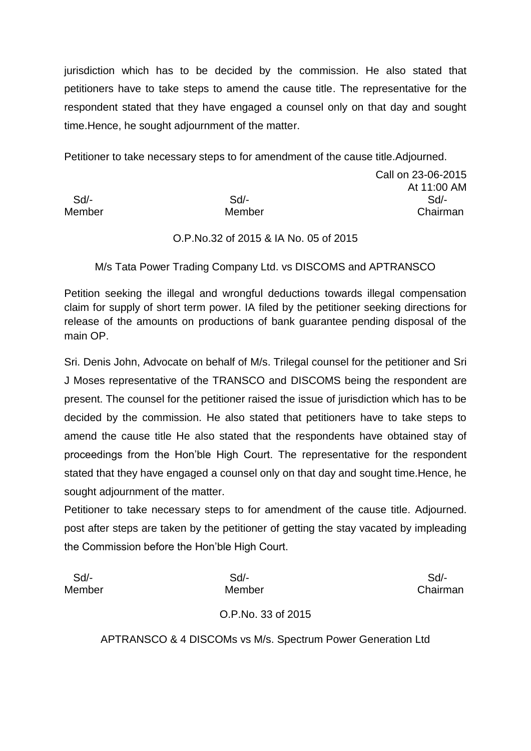jurisdiction which has to be decided by the commission. He also stated that petitioners have to take steps to amend the cause title. The representative for the respondent stated that they have engaged a counsel only on that day and sought time.Hence, he sought adjournment of the matter.

Petitioner to take necessary steps to for amendment of the cause title.Adjourned.

Call on 23-06-2015
At 11:00 AM

| Sd/- | Sd/- | Sd/- |
|---|---|---|
| Member | Member | Chairman |

O.P.No.32 of 2015 & IA No. 05 of 2015

M/s Tata Power Trading Company Ltd. vs DISCOMS and APTRANSCO

Petition seeking the illegal and wrongful deductions towards illegal compensation claim for supply of short term power. IA filed by the petitioner seeking directions for release of the amounts on productions of bank guarantee pending disposal of the main OP.

Sri. Denis John, Advocate on behalf of M/s. Trilegal counsel for the petitioner and Sri J Moses representative of the TRANSCO and DISCOMS being the respondent are present. The counsel for the petitioner raised the issue of jurisdiction which has to be decided by the commission. He also stated that petitioners have to take steps to amend the cause title He also stated that the respondents have obtained stay of proceedings from the Hon'ble High Court. The representative for the respondent stated that they have engaged a counsel only on that day and sought time.Hence, he sought adjournment of the matter.

Petitioner to take necessary steps to for amendment of the cause title. Adjourned. post after steps are taken by the petitioner of getting the stay vacated by impleading the Commission before the Hon'ble High Court.

| Sd/- | Sd/- | Sd/- |
|---|---|---|
| Member | Member | Chairman |

O.P.No. 33 of 2015

APTRANSCO & 4 DISCOMs vs M/s. Spectrum Power Generation Ltd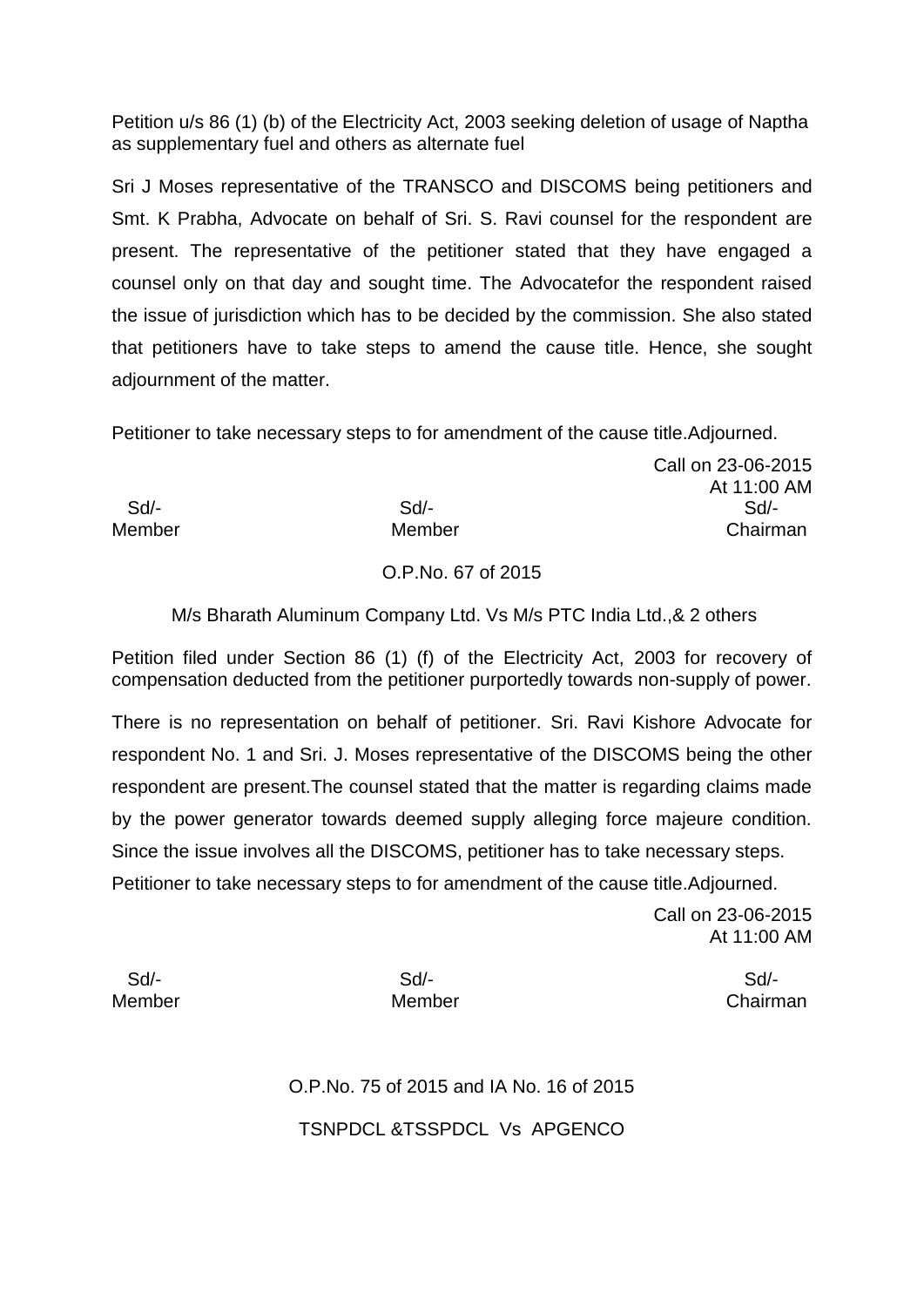Petition u/s 86 (1) (b) of the Electricity Act, 2003 seeking deletion of usage of Naptha as supplementary fuel and others as alternate fuel

Sri J Moses representative of the TRANSCO and DISCOMS being petitioners and Smt. K Prabha, Advocate on behalf of Sri. S. Ravi counsel for the respondent are present. The representative of the petitioner stated that they have engaged a counsel only on that day and sought time. The Advocatefor the respondent raised the issue of jurisdiction which has to be decided by the commission. She also stated that petitioners have to take steps to amend the cause title. Hence, she sought adjournment of the matter.

Petitioner to take necessary steps to for amendment of the cause title.Adjourned.

Call on 23-06-2015
At 11:00 AM

| Sd/- | Sd/- | Sd/- |
|---|---|---|
| Member | Member | Chairman |

O.P.No. 67 of 2015

M/s Bharath Aluminum Company Ltd. Vs M/s PTC India Ltd.,& 2 others

Petition filed under Section 86 (1) (f) of the Electricity Act, 2003 for recovery of compensation deducted from the petitioner purportedly towards non-supply of power.

There is no representation on behalf of petitioner. Sri. Ravi Kishore Advocate for respondent No. 1 and Sri. J. Moses representative of the DISCOMS being the other respondent are present.The counsel stated that the matter is regarding claims made by the power generator towards deemed supply alleging force majeure condition. Since the issue involves all the DISCOMS, petitioner has to take necessary steps. Petitioner to take necessary steps to for amendment of the cause title.Adjourned.

Call on 23-06-2015
At 11:00 AM

| Sd/- | Sd/- | Sd/- |
|---|---|---|
| Member | Member | Chairman |

O.P.No. 75 of 2015 and IA No. 16 of 2015

TSNPDCL &TSSPDCL Vs APGENCO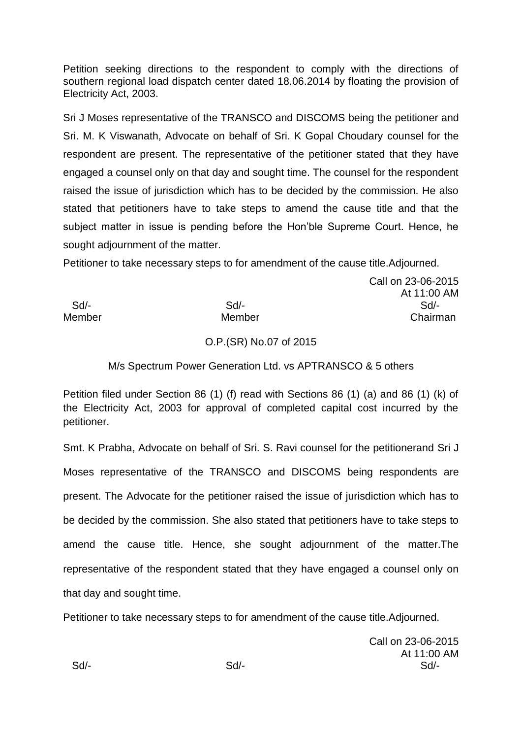Petition seeking directions to the respondent to comply with the directions of southern regional load dispatch center dated 18.06.2014 by floating the provision of Electricity Act, 2003.

Sri J Moses representative of the TRANSCO and DISCOMS being the petitioner and Sri. M. K Viswanath, Advocate on behalf of Sri. K Gopal Choudary counsel for the respondent are present. The representative of the petitioner stated that they have engaged a counsel only on that day and sought time. The counsel for the respondent raised the issue of jurisdiction which has to be decided by the commission. He also stated that petitioners have to take steps to amend the cause title and that the subject matter in issue is pending before the Hon'ble Supreme Court. Hence, he sought adjournment of the matter.

Petitioner to take necessary steps to for amendment of the cause title.Adjourned.

Call on 23-06-2015
At 11:00 AM

| Sd/- | Sd/- | Sd/- |
|---|---|---|
| Member | Member | Chairman |

O.P.(SR) No.07 of 2015

M/s Spectrum Power Generation Ltd. vs APTRANSCO & 5 others

Petition filed under Section 86 (1) (f) read with Sections 86 (1) (a) and 86 (1) (k) of the Electricity Act, 2003 for approval of completed capital cost incurred by the petitioner.

Smt. K Prabha, Advocate on behalf of Sri. S. Ravi counsel for the petitionerand Sri J Moses representative of the TRANSCO and DISCOMS being respondents are present. The Advocate for the petitioner raised the issue of jurisdiction which has to be decided by the commission. She also stated that petitioners have to take steps to amend the cause title. Hence, she sought adjournment of the matter.The representative of the respondent stated that they have engaged a counsel only on that day and sought time.

Petitioner to take necessary steps to for amendment of the cause title.Adjourned.

Call on 23-06-2015
At 11:00 AM

| Sd/- | Sd/- | Sd/- |
|---|---|---|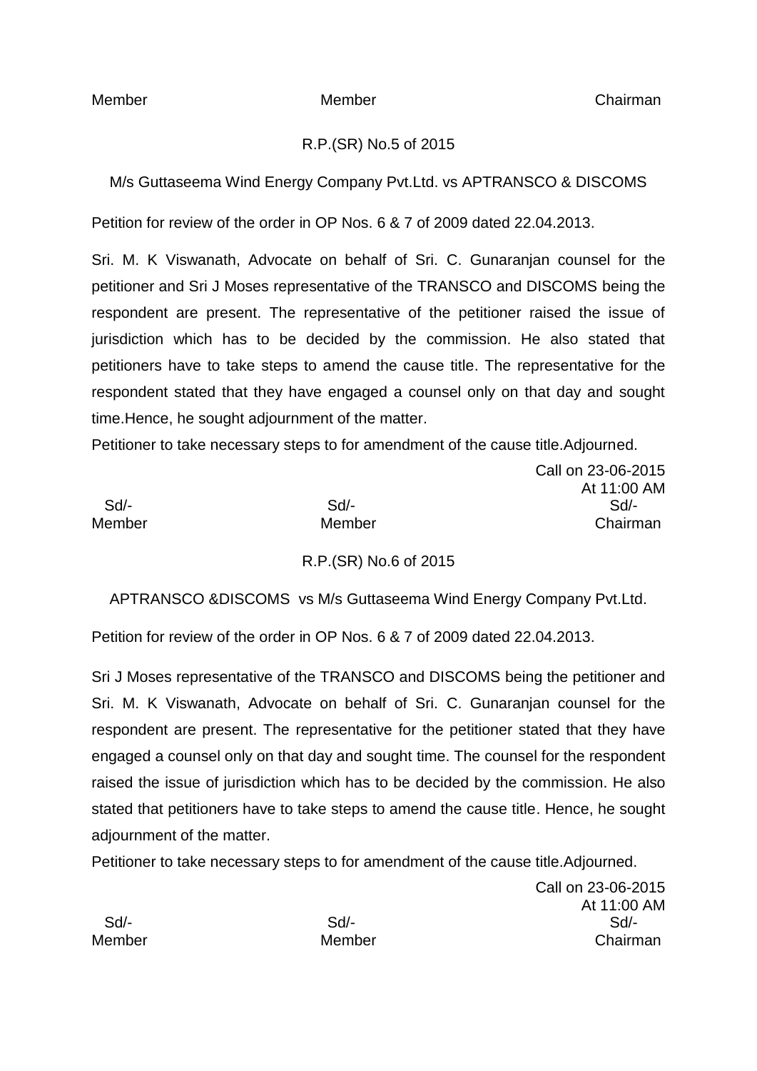Member Member Chairman

R.P.(SR) No.5 of 2015

M/s Guttaseema Wind Energy Company Pvt.Ltd. vs APTRANSCO & DISCOMS

Petition for review of the order in OP Nos. 6 & 7 of 2009 dated 22.04.2013.

Sri. M. K Viswanath, Advocate on behalf of Sri. C. Gunaranjan counsel for the petitioner and Sri J Moses representative of the TRANSCO and DISCOMS being the respondent are present. The representative of the petitioner raised the issue of jurisdiction which has to be decided by the commission. He also stated that petitioners have to take steps to amend the cause title. The representative for the respondent stated that they have engaged a counsel only on that day and sought time.Hence, he sought adjournment of the matter.

Petitioner to take necessary steps to for amendment of the cause title.Adjourned.

Call on 23-06-2015
At 11:00 AM

Sd/- Sd/- Sd/-
Member Member Chairman

R.P.(SR) No.6 of 2015

APTRANSCO &DISCOMS vs M/s Guttaseema Wind Energy Company Pvt.Ltd.

Petition for review of the order in OP Nos. 6 & 7 of 2009 dated 22.04.2013.

Sri J Moses representative of the TRANSCO and DISCOMS being the petitioner and Sri. M. K Viswanath, Advocate on behalf of Sri. C. Gunaranjan counsel for the respondent are present. The representative for the petitioner stated that they have engaged a counsel only on that day and sought time. The counsel for the respondent raised the issue of jurisdiction which has to be decided by the commission. He also stated that petitioners have to take steps to amend the cause title. Hence, he sought adjournment of the matter.

Petitioner to take necessary steps to for amendment of the cause title.Adjourned.

Call on 23-06-2015
At 11:00 AM

Sd/- Sd/- Sd/-
Member Member Chairman